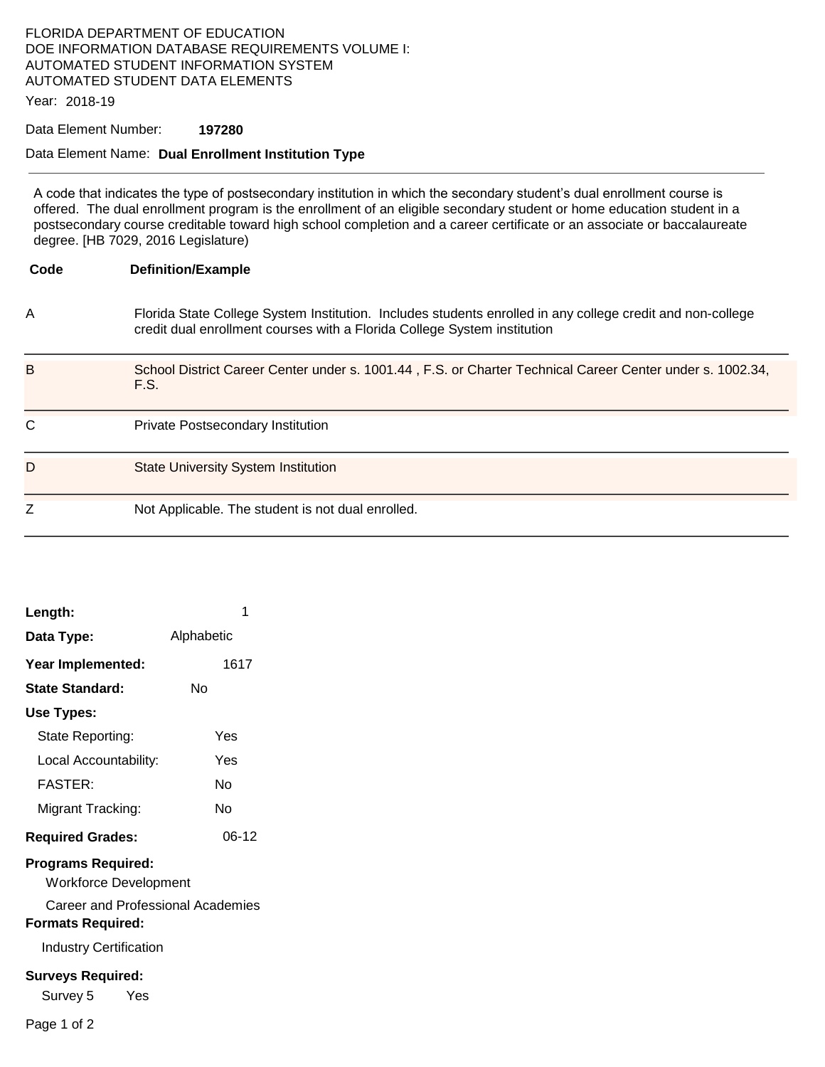FLORIDA DEPARTMENT OF EDUCATION
DOE INFORMATION DATABASE REQUIREMENTS VOLUME I:
AUTOMATED STUDENT INFORMATION SYSTEM
AUTOMATED STUDENT DATA ELEMENTS

Year: 2018-19

Data Element Number: **197280**

Data Element Name: **Dual Enrollment Institution Type**

---

A code that indicates the type of postsecondary institution in which the secondary student's dual enrollment course is offered. The dual enrollment program is the enrollment of an eligible secondary student or home education student in a postsecondary course creditable toward high school completion and a career certificate or an associate or baccalaureate degree. [HB 7029, 2016 Legislature)

| Code | Definition/Example |
|---|---|
| A | Florida State College System Institution. Includes students enrolled in any college credit and non-college credit dual enrollment courses with a Florida College System institution |
| B | School District Career Center under s. 1001.44 , F.S. or Charter Technical Career Center under s. 1002.34, F.S. |
| C | Private Postsecondary Institution |
| D | State University System Institution |
| Z | Not Applicable. The student is not dual enrolled. |

**Length:** 1

**Data Type:** Alphabetic

**Year Implemented:** 1617

**State Standard:** No

**Use Types:**

- State Reporting: Yes
- Local Accountability: Yes
- FASTER: No
- Migrant Tracking: No

**Required Grades:** 06-12

**Programs Required:**

- Workforce Development
- Career and Professional Academies

**Formats Required:**

- Industry Certification

**Surveys Required:**

- Survey 5 Yes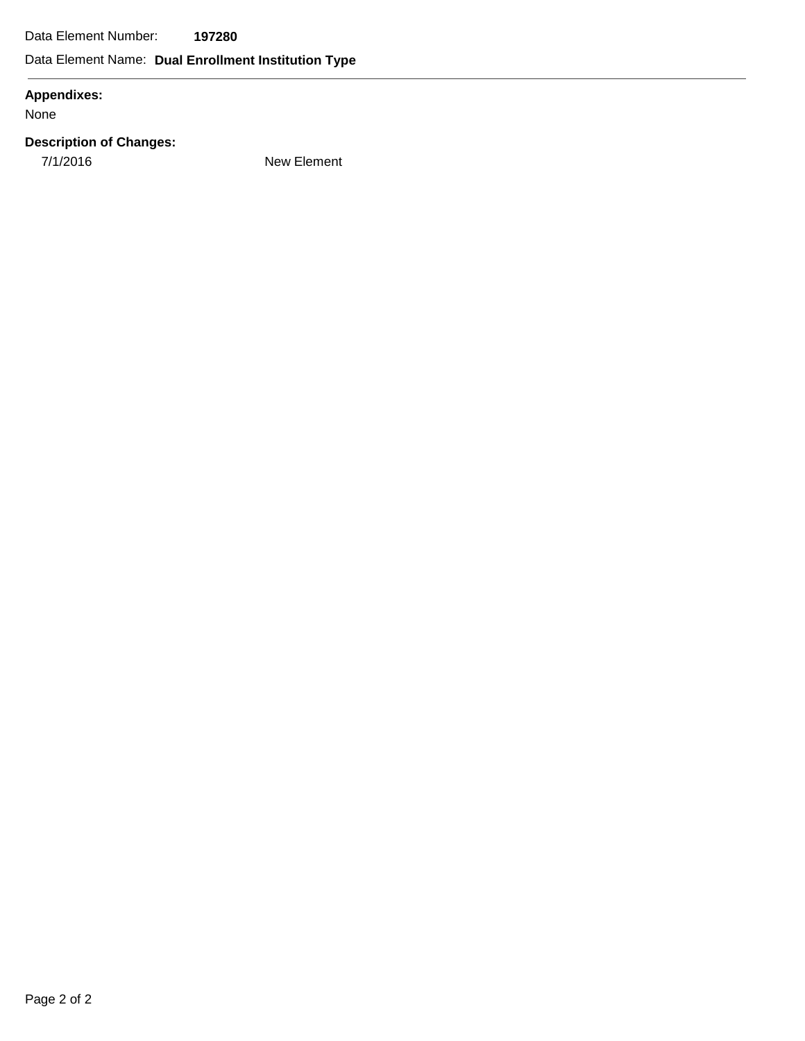Data Element Number: **197280**

Data Element Name: **Dual Enrollment Institution Type**

---

**Appendixes:**

None

**Description of Changes:**

| | |
|---|---|
| 7/1/2016 | New Element |